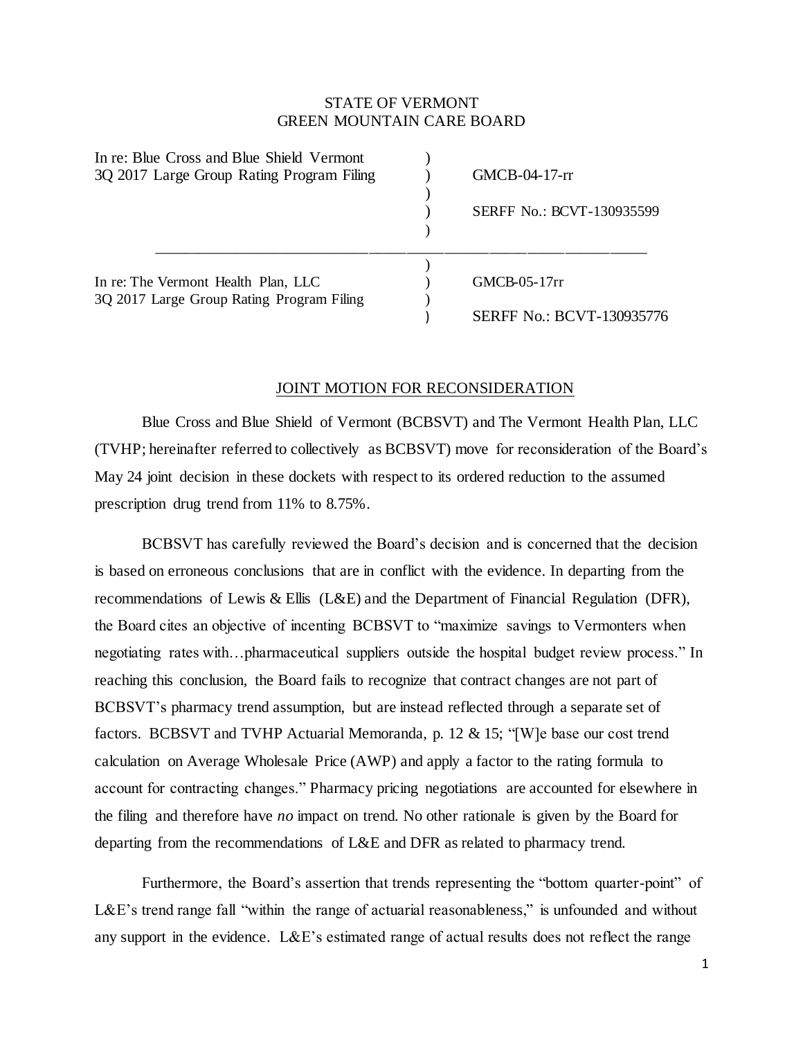STATE OF VERMONT
GREEN MOUNTAIN CARE BOARD

| | | |
|---|---|---|
| In re: Blue Cross and Blue Shield Vermont 3Q 2017 Large Group Rating Program Filing | ) | GMCB-04-17-rr SERFF No.: BCVT-130935599 |
| In re: The Vermont Health Plan, LLC 3Q 2017 Large Group Rating Program Filing | ) | GMCB-05-17rr SERFF No.: BCVT-130935776 |

## JOINT MOTION FOR RECONSIDERATION

Blue Cross and Blue Shield of Vermont (BCBSVT) and The Vermont Health Plan, LLC (TVHP; hereinafter referred to collectively as BCBSVT) move for reconsideration of the Board's May 24 joint decision in these dockets with respect to its ordered reduction to the assumed prescription drug trend from 11% to 8.75%.

BCBSVT has carefully reviewed the Board's decision and is concerned that the decision is based on erroneous conclusions that are in conflict with the evidence. In departing from the recommendations of Lewis & Ellis (L&E) and the Department of Financial Regulation (DFR), the Board cites an objective of incenting BCBSVT to "maximize savings to Vermonters when negotiating rates with…pharmaceutical suppliers outside the hospital budget review process." In reaching this conclusion, the Board fails to recognize that contract changes are not part of BCBSVT's pharmacy trend assumption, but are instead reflected through a separate set of factors. BCBSVT and TVHP Actuarial Memoranda, p. 12 & 15; "[W]e base our cost trend calculation on Average Wholesale Price (AWP) and apply a factor to the rating formula to account for contracting changes." Pharmacy pricing negotiations are accounted for elsewhere in the filing and therefore have *no* impact on trend. No other rationale is given by the Board for departing from the recommendations of L&E and DFR as related to pharmacy trend.

Furthermore, the Board's assertion that trends representing the "bottom quarter-point" of L&E's trend range fall "within the range of actuarial reasonableness," is unfounded and without any support in the evidence. L&E's estimated range of actual results does not reflect the range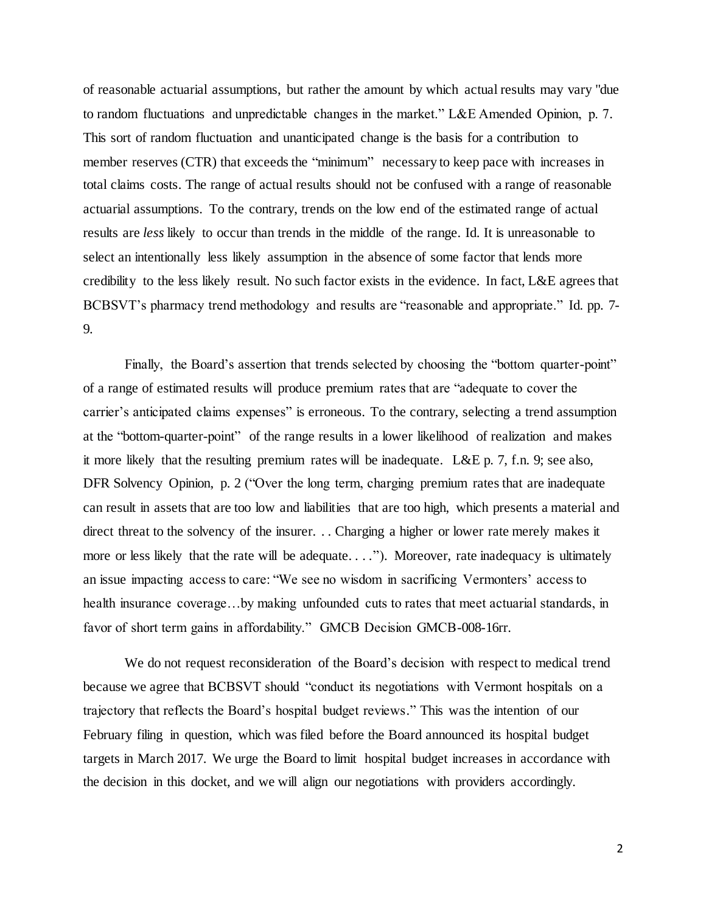of reasonable actuarial assumptions, but rather the amount by which actual results may vary "due to random fluctuations and unpredictable changes in the market." L&E Amended Opinion, p. 7. This sort of random fluctuation and unanticipated change is the basis for a contribution to member reserves (CTR) that exceeds the "minimum" necessary to keep pace with increases in total claims costs. The range of actual results should not be confused with a range of reasonable actuarial assumptions. To the contrary, trends on the low end of the estimated range of actual results are *less* likely to occur than trends in the middle of the range. Id. It is unreasonable to select an intentionally less likely assumption in the absence of some factor that lends more credibility to the less likely result. No such factor exists in the evidence. In fact, L&E agrees that BCBSVT's pharmacy trend methodology and results are "reasonable and appropriate." Id. pp. 7-9.

Finally, the Board's assertion that trends selected by choosing the "bottom quarter-point" of a range of estimated results will produce premium rates that are "adequate to cover the carrier's anticipated claims expenses" is erroneous. To the contrary, selecting a trend assumption at the "bottom-quarter-point" of the range results in a lower likelihood of realization and makes it more likely that the resulting premium rates will be inadequate. L&E p. 7, f.n. 9; see also, DFR Solvency Opinion, p. 2 ("Over the long term, charging premium rates that are inadequate can result in assets that are too low and liabilities that are too high, which presents a material and direct threat to the solvency of the insurer. . . Charging a higher or lower rate merely makes it more or less likely that the rate will be adequate. . . ."). Moreover, rate inadequacy is ultimately an issue impacting access to care: "We see no wisdom in sacrificing Vermonters' access to health insurance coverage…by making unfounded cuts to rates that meet actuarial standards, in favor of short term gains in affordability." GMCB Decision GMCB-008-16rr.

We do not request reconsideration of the Board's decision with respect to medical trend because we agree that BCBSVT should "conduct its negotiations with Vermont hospitals on a trajectory that reflects the Board's hospital budget reviews." This was the intention of our February filing in question, which was filed before the Board announced its hospital budget targets in March 2017. We urge the Board to limit hospital budget increases in accordance with the decision in this docket, and we will align our negotiations with providers accordingly.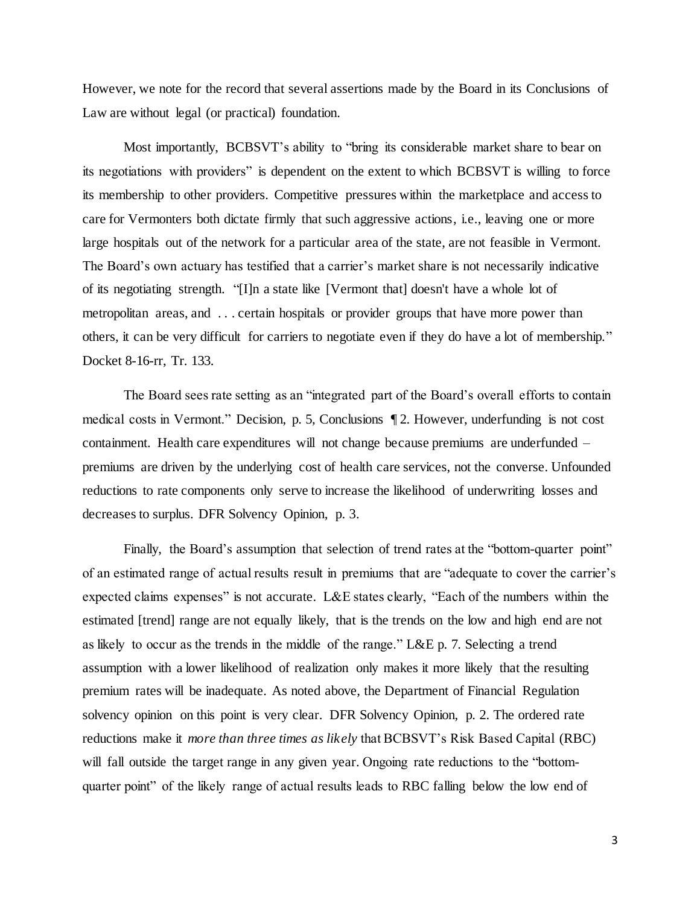However, we note for the record that several assertions made by the Board in its Conclusions of Law are without legal (or practical) foundation.

Most importantly, BCBSVT's ability to "bring its considerable market share to bear on its negotiations with providers" is dependent on the extent to which BCBSVT is willing to force its membership to other providers. Competitive pressures within the marketplace and access to care for Vermonters both dictate firmly that such aggressive actions, i.e., leaving one or more large hospitals out of the network for a particular area of the state, are not feasible in Vermont. The Board's own actuary has testified that a carrier's market share is not necessarily indicative of its negotiating strength. "[I]n a state like [Vermont that] doesn't have a whole lot of metropolitan areas, and . . . certain hospitals or provider groups that have more power than others, it can be very difficult for carriers to negotiate even if they do have a lot of membership." Docket 8-16-rr, Tr. 133.

The Board sees rate setting as an "integrated part of the Board's overall efforts to contain medical costs in Vermont." Decision, p. 5, Conclusions ¶ 2. However, underfunding is not cost containment. Health care expenditures will not change because premiums are underfunded – premiums are driven by the underlying cost of health care services, not the converse. Unfounded reductions to rate components only serve to increase the likelihood of underwriting losses and decreases to surplus. DFR Solvency Opinion, p. 3.

Finally, the Board's assumption that selection of trend rates at the "bottom-quarter point" of an estimated range of actual results result in premiums that are "adequate to cover the carrier's expected claims expenses" is not accurate. L&E states clearly, "Each of the numbers within the estimated [trend] range are not equally likely, that is the trends on the low and high end are not as likely to occur as the trends in the middle of the range." L&E p. 7. Selecting a trend assumption with a lower likelihood of realization only makes it more likely that the resulting premium rates will be inadequate. As noted above, the Department of Financial Regulation solvency opinion on this point is very clear. DFR Solvency Opinion, p. 2. The ordered rate reductions make it *more than three times as likely* that BCBSVT's Risk Based Capital (RBC) will fall outside the target range in any given year. Ongoing rate reductions to the "bottom-quarter point" of the likely range of actual results leads to RBC falling below the low end of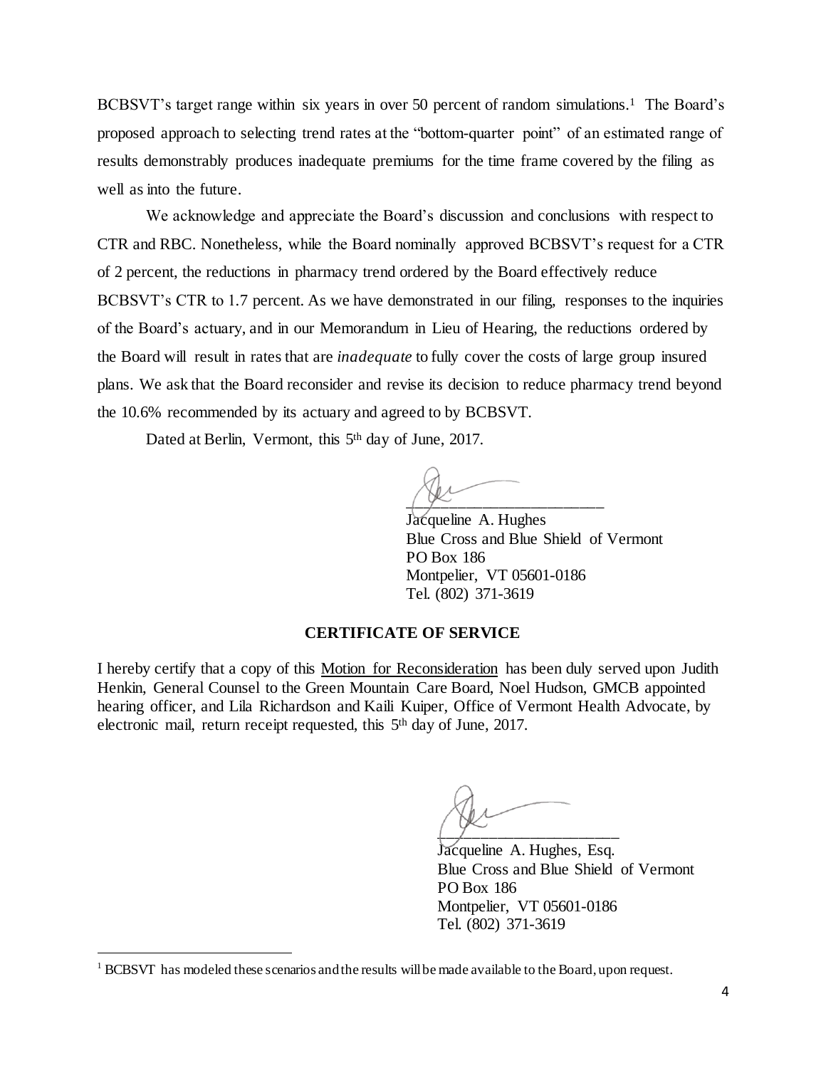BCBSVT's target range within six years in over 50 percent of random simulations.[1] The Board's proposed approach to selecting trend rates at the "bottom-quarter point" of an estimated range of results demonstrably produces inadequate premiums for the time frame covered by the filing as well as into the future.

We acknowledge and appreciate the Board's discussion and conclusions with respect to CTR and RBC. Nonetheless, while the Board nominally approved BCBSVT's request for a CTR of 2 percent, the reductions in pharmacy trend ordered by the Board effectively reduce BCBSVT's CTR to 1.7 percent. As we have demonstrated in our filing, responses to the inquiries of the Board's actuary, and in our Memorandum in Lieu of Hearing, the reductions ordered by the Board will result in rates that are *inadequate* to fully cover the costs of large group insured plans. We ask that the Board reconsider and revise its decision to reduce pharmacy trend beyond the 10.6% recommended by its actuary and agreed to by BCBSVT.

Dated at Berlin, Vermont, this 5th day of June, 2017.

\_\_\_\_\_\_\_\_\_\_\_\_\_\_\_\_\_\_\_\_\_\_\_\_
Jacqueline A. Hughes
Blue Cross and Blue Shield of Vermont
PO Box 186
Montpelier, VT 05601-0186
Tel. (802) 371-3619

**CERTIFICATE OF SERVICE**

I hereby certify that a copy of this Motion for Reconsideration has been duly served upon Judith Henkin, General Counsel to the Green Mountain Care Board, Noel Hudson, GMCB appointed hearing officer, and Lila Richardson and Kaili Kuiper, Office of Vermont Health Advocate, by electronic mail, return receipt requested, this 5th day of June, 2017.

\_\_\_\_\_\_\_\_\_\_\_\_\_\_\_\_\_\_\_\_\_\_\_\_
Jacqueline A. Hughes, Esq.
Blue Cross and Blue Shield of Vermont
PO Box 186
Montpelier, VT 05601-0186
Tel. (802) 371-3619

---

[1] BCBSVT has modeled these scenarios and the results will be made available to the Board, upon request.